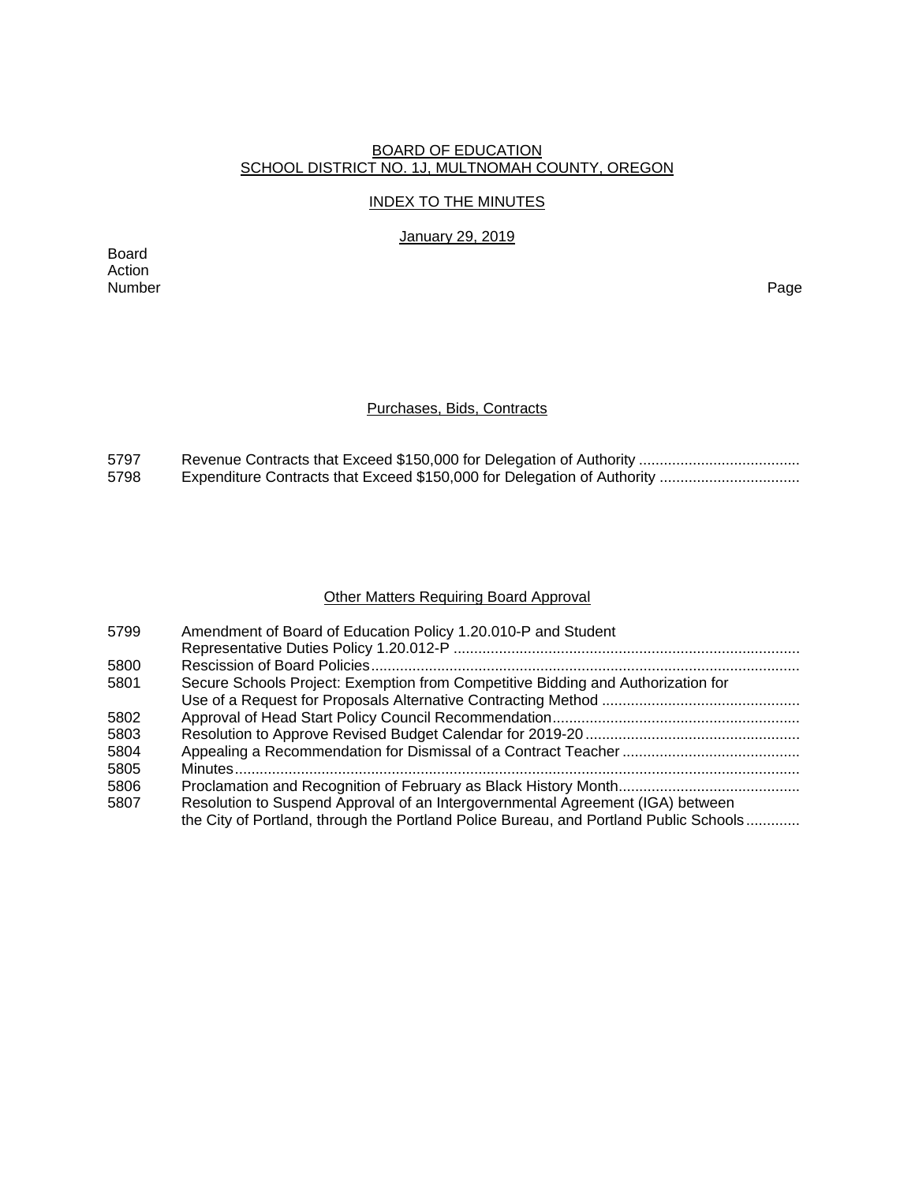BOARD OF EDUCATION
SCHOOL DISTRICT NO. 1J, MULTNOMAH COUNTY, OREGON

INDEX TO THE MINUTES

January 29, 2019

| Board Action Number | | Page |
|---|---|---|

## Purchases, Bids, Contracts

| | | |
|---|---|---|
| 5797 | Revenue Contracts that Exceed $150,000 for Delegation of Authority | |
| 5798 | Expenditure Contracts that Exceed $150,000 for Delegation of Authority | |

## Other Matters Requiring Board Approval

| | | |
|---|---|---|
| 5799 | Amendment of Board of Education Policy 1.20.010-P and Student Representative Duties Policy 1.20.012-P | |
| 5800 | Rescission of Board Policies | |
| 5801 | Secure Schools Project: Exemption from Competitive Bidding and Authorization for Use of a Request for Proposals Alternative Contracting Method | |
| 5802 | Approval of Head Start Policy Council Recommendation | |
| 5803 | Resolution to Approve Revised Budget Calendar for 2019-20 | |
| 5804 | Appealing a Recommendation for Dismissal of a Contract Teacher | |
| 5805 | Minutes | |
| 5806 | Proclamation and Recognition of February as Black History Month | |
| 5807 | Resolution to Suspend Approval of an Intergovernmental Agreement (IGA) between the City of Portland, through the Portland Police Bureau, and Portland Public Schools | |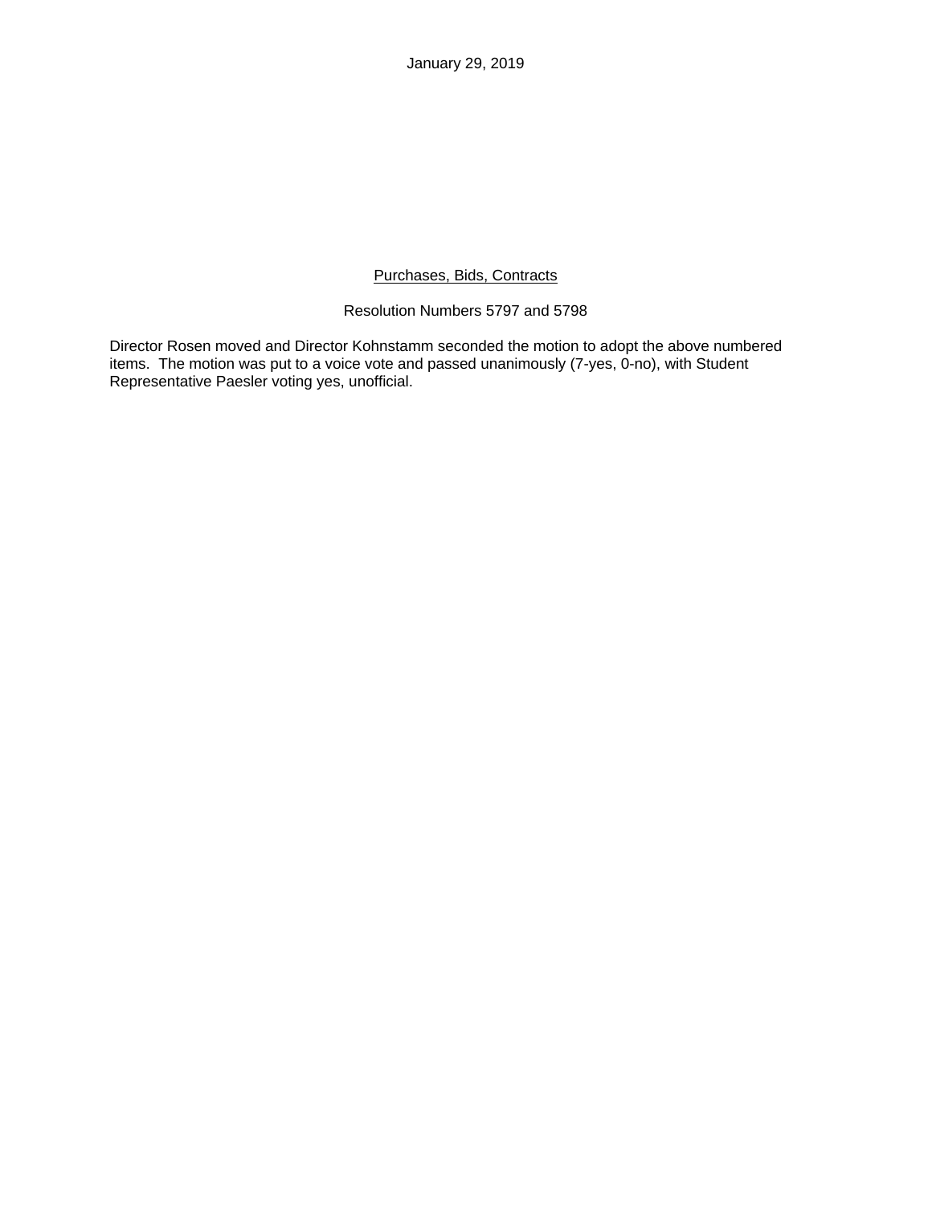January 29, 2019

<u>Purchases, Bids, Contracts</u>

Resolution Numbers 5797 and 5798

Director Rosen moved and Director Kohnstamm seconded the motion to adopt the above numbered items. The motion was put to a voice vote and passed unanimously (7-yes, 0-no), with Student Representative Paesler voting yes, unofficial.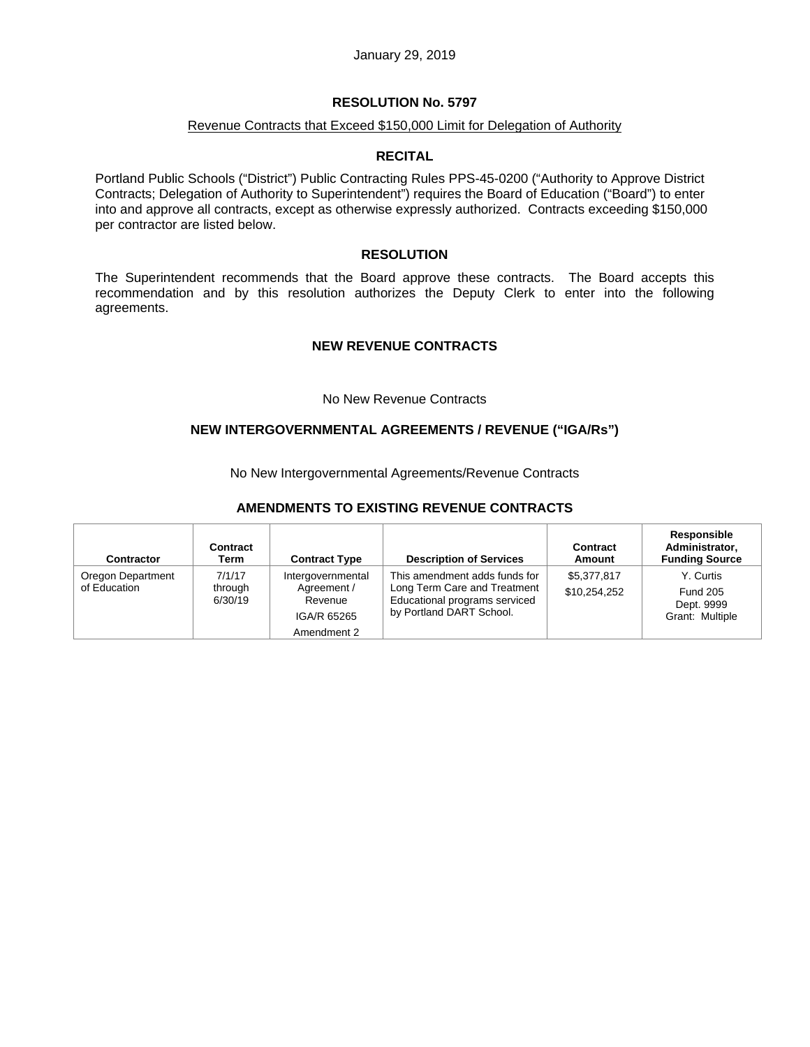January 29, 2019

## RESOLUTION No. 5797

Revenue Contracts that Exceed $150,000 Limit for Delegation of Authority

### RECITAL

Portland Public Schools ("District") Public Contracting Rules PPS-45-0200 ("Authority to Approve District Contracts; Delegation of Authority to Superintendent") requires the Board of Education ("Board") to enter into and approve all contracts, except as otherwise expressly authorized. Contracts exceeding $150,000 per contractor are listed below.

### RESOLUTION

The Superintendent recommends that the Board approve these contracts. The Board accepts this recommendation and by this resolution authorizes the Deputy Clerk to enter into the following agreements.

### NEW REVENUE CONTRACTS

No New Revenue Contracts

### NEW INTERGOVERNMENTAL AGREEMENTS / REVENUE ("IGA/Rs")

No New Intergovernmental Agreements/Revenue Contracts

### AMENDMENTS TO EXISTING REVENUE CONTRACTS

| Contractor | Contract Term | Contract Type | Description of Services | Contract Amount | Responsible Administrator, Funding Source |
|---|---|---|---|---|---|
| Oregon Department of Education | 7/1/17 through 6/30/19 | Intergovernmental Agreement / Revenue<br>IGA/R 65265<br>Amendment 2 | This amendment adds funds for Long Term Care and Treatment Educational programs serviced by Portland DART School. | $5,377,817<br>$10,254,252 | Y. Curtis<br>Fund 205<br>Dept. 9999<br>Grant: Multiple |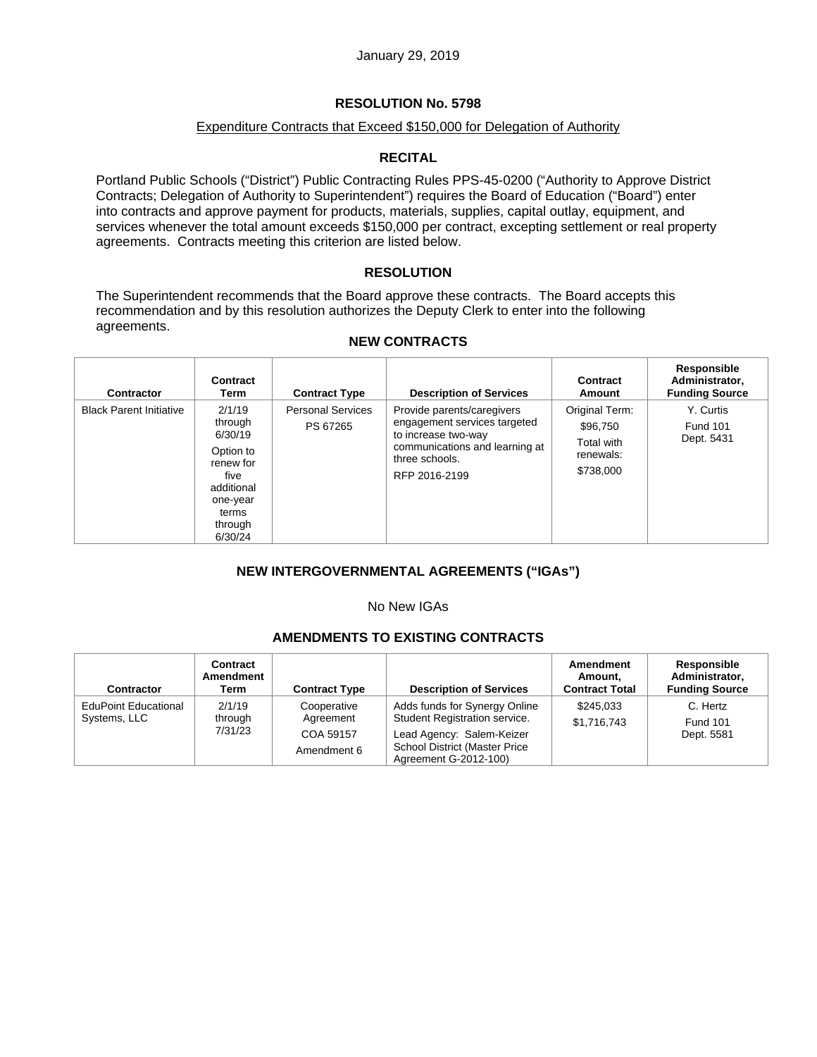January 29, 2019

# RESOLUTION No. 5798

## Expenditure Contracts that Exceed $150,000 for Delegation of Authority

### RECITAL

Portland Public Schools ("District") Public Contracting Rules PPS-45-0200 ("Authority to Approve District Contracts; Delegation of Authority to Superintendent") requires the Board of Education ("Board") enter into contracts and approve payment for products, materials, supplies, capital outlay, equipment, and services whenever the total amount exceeds $150,000 per contract, excepting settlement or real property agreements. Contracts meeting this criterion are listed below.

### RESOLUTION

The Superintendent recommends that the Board approve these contracts. The Board accepts this recommendation and by this resolution authorizes the Deputy Clerk to enter into the following agreements.

### NEW CONTRACTS

| Contractor | Contract Term | Contract Type | Description of Services | Contract Amount | Responsible Administrator, Funding Source |
|---|---|---|---|---|---|
| Black Parent Initiative | 2/1/19 through 6/30/19 Option to renew for five additional one-year terms through 6/30/24 | Personal Services PS 67265 | Provide parents/caregivers engagement services targeted to increase two-way communications and learning at three schools. RFP 2016-2199 | Original Term: $96,750 Total with renewals: $738,000 | Y. Curtis Fund 101 Dept. 5431 |

### NEW INTERGOVERNMENTAL AGREEMENTS ("IGAs")

No New IGAs

### AMENDMENTS TO EXISTING CONTRACTS

| Contractor | Contract Amendment Term | Contract Type | Description of Services | Amendment Amount, Contract Total | Responsible Administrator, Funding Source |
|---|---|---|---|---|---|
| EduPoint Educational Systems, LLC | 2/1/19 through 7/31/23 | Cooperative Agreement COA 59157 Amendment 6 | Adds funds for Synergy Online Student Registration service. Lead Agency: Salem-Keizer School District (Master Price Agreement G-2012-100) | $245,033 $1,716,743 | C. Hertz Fund 101 Dept. 5581 |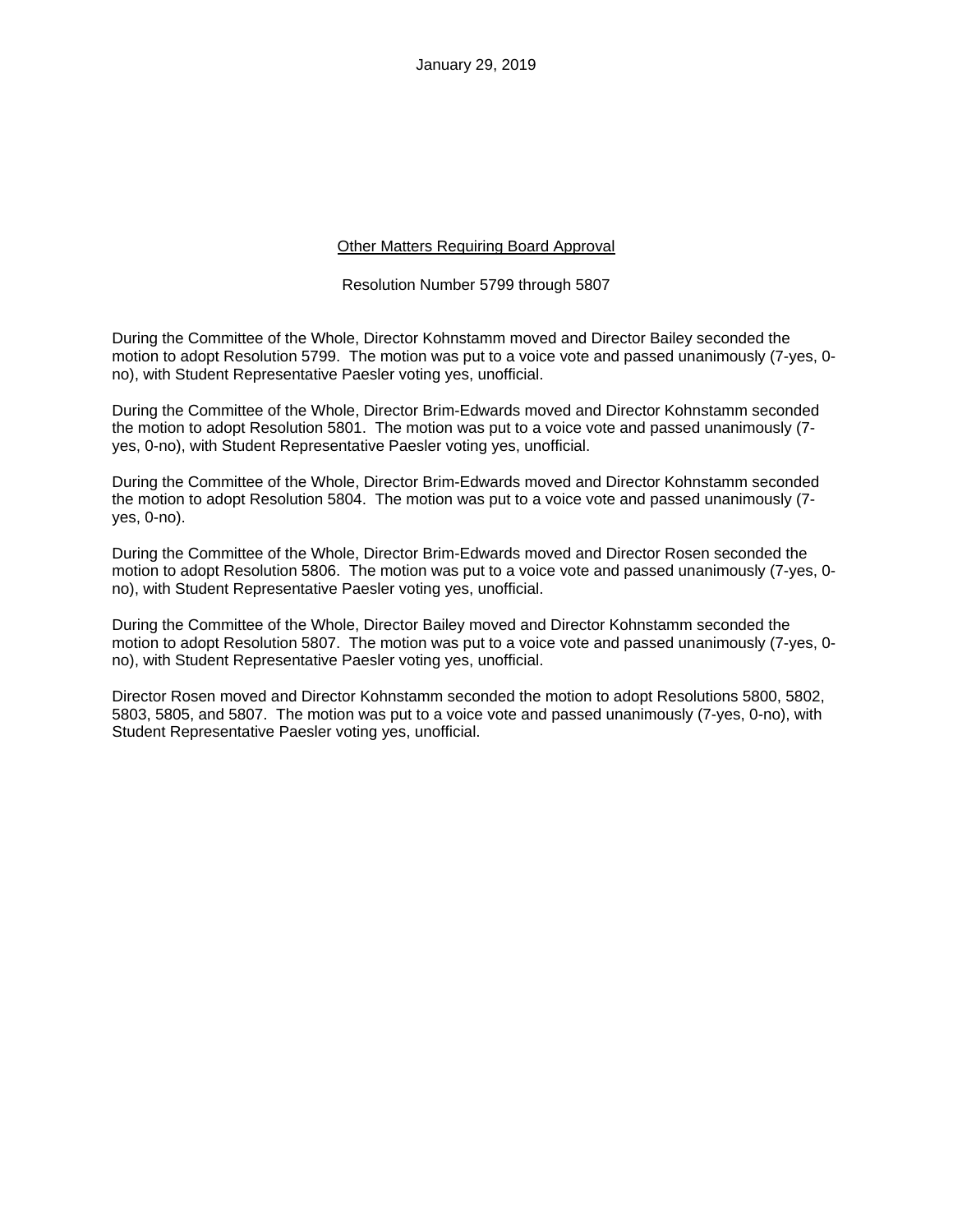January 29, 2019

<u>Other Matters Requiring Board Approval</u>

Resolution Number 5799 through 5807

During the Committee of the Whole, Director Kohnstamm moved and Director Bailey seconded the motion to adopt Resolution 5799. The motion was put to a voice vote and passed unanimously (7-yes, 0-no), with Student Representative Paesler voting yes, unofficial.

During the Committee of the Whole, Director Brim-Edwards moved and Director Kohnstamm seconded the motion to adopt Resolution 5801. The motion was put to a voice vote and passed unanimously (7-yes, 0-no), with Student Representative Paesler voting yes, unofficial.

During the Committee of the Whole, Director Brim-Edwards moved and Director Kohnstamm seconded the motion to adopt Resolution 5804. The motion was put to a voice vote and passed unanimously (7-yes, 0-no).

During the Committee of the Whole, Director Brim-Edwards moved and Director Rosen seconded the motion to adopt Resolution 5806. The motion was put to a voice vote and passed unanimously (7-yes, 0-no), with Student Representative Paesler voting yes, unofficial.

During the Committee of the Whole, Director Bailey moved and Director Kohnstamm seconded the motion to adopt Resolution 5807. The motion was put to a voice vote and passed unanimously (7-yes, 0-no), with Student Representative Paesler voting yes, unofficial.

Director Rosen moved and Director Kohnstamm seconded the motion to adopt Resolutions 5800, 5802, 5803, 5805, and 5807. The motion was put to a voice vote and passed unanimously (7-yes, 0-no), with Student Representative Paesler voting yes, unofficial.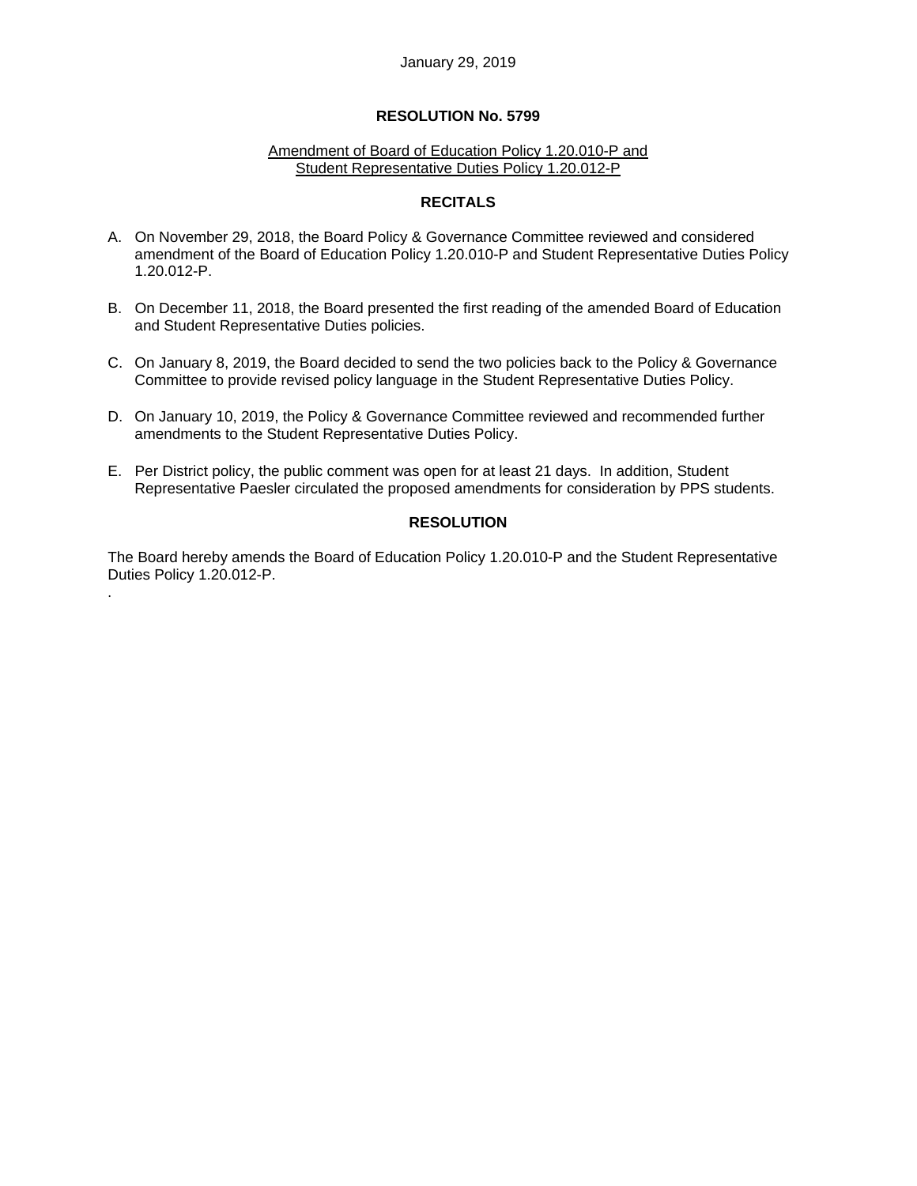January 29, 2019

## RESOLUTION No. 5799

Amendment of Board of Education Policy 1.20.010-P and Student Representative Duties Policy 1.20.012-P

### RECITALS

A. On November 29, 2018, the Board Policy & Governance Committee reviewed and considered amendment of the Board of Education Policy 1.20.010-P and Student Representative Duties Policy 1.20.012-P.

B. On December 11, 2018, the Board presented the first reading of the amended Board of Education and Student Representative Duties policies.

C. On January 8, 2019, the Board decided to send the two policies back to the Policy & Governance Committee to provide revised policy language in the Student Representative Duties Policy.

D. On January 10, 2019, the Policy & Governance Committee reviewed and recommended further amendments to the Student Representative Duties Policy.

E. Per District policy, the public comment was open for at least 21 days. In addition, Student Representative Paesler circulated the proposed amendments for consideration by PPS students.

### RESOLUTION

The Board hereby amends the Board of Education Policy 1.20.010-P and the Student Representative Duties Policy 1.20.012-P.

.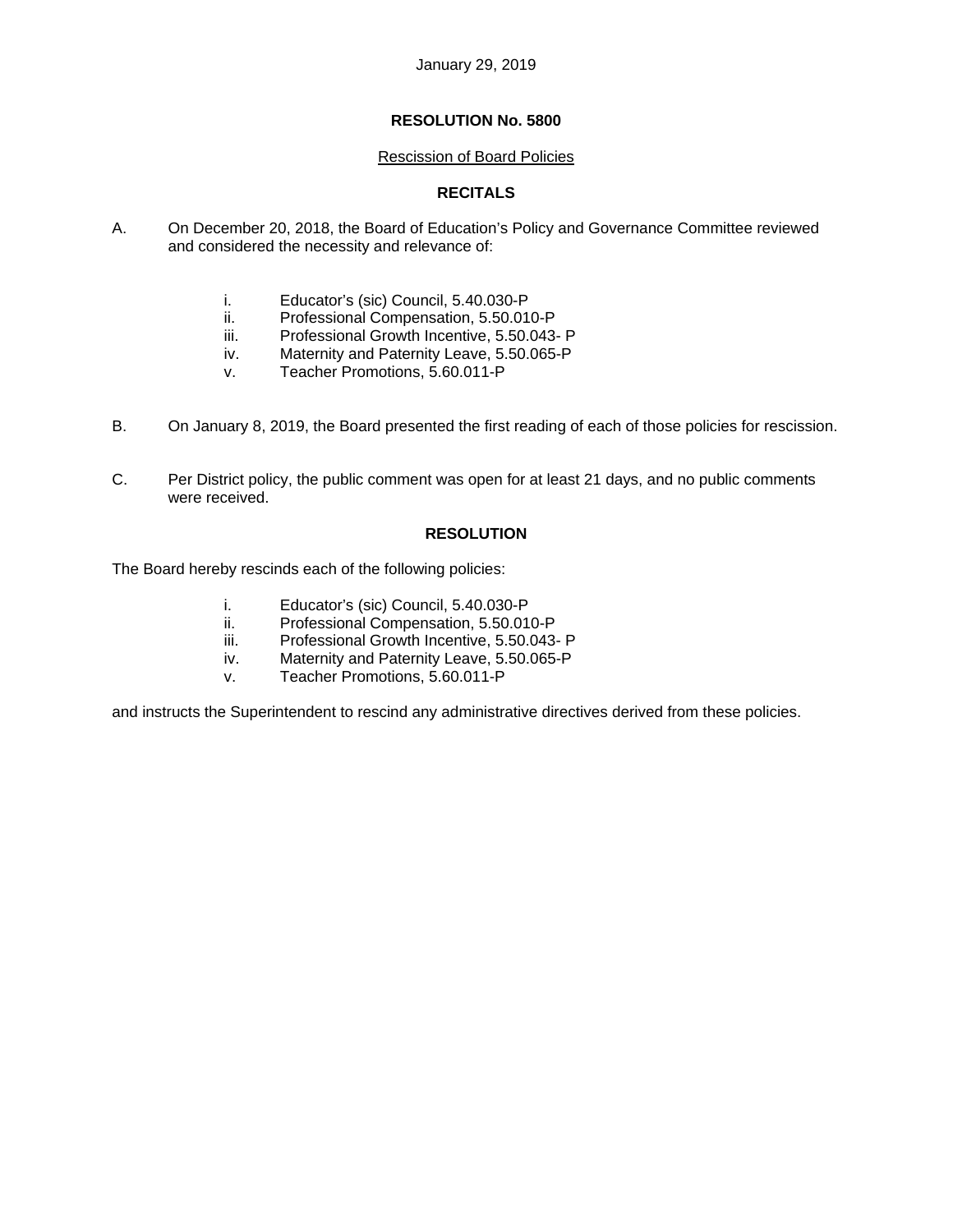January 29, 2019

**RESOLUTION No. 5800**

Rescission of Board Policies

**RECITALS**

A. On December 20, 2018, the Board of Education's Policy and Governance Committee reviewed and considered the necessity and relevance of:

   i. Educator's (sic) Council, 5.40.030-P
   ii. Professional Compensation, 5.50.010-P
   iii. Professional Growth Incentive, 5.50.043- P
   iv. Maternity and Paternity Leave, 5.50.065-P
   v. Teacher Promotions, 5.60.011-P

B. On January 8, 2019, the Board presented the first reading of each of those policies for rescission.

C. Per District policy, the public comment was open for at least 21 days, and no public comments were received.

**RESOLUTION**

The Board hereby rescinds each of the following policies:

   i. Educator's (sic) Council, 5.40.030-P
   ii. Professional Compensation, 5.50.010-P
   iii. Professional Growth Incentive, 5.50.043- P
   iv. Maternity and Paternity Leave, 5.50.065-P
   v. Teacher Promotions, 5.60.011-P

and instructs the Superintendent to rescind any administrative directives derived from these policies.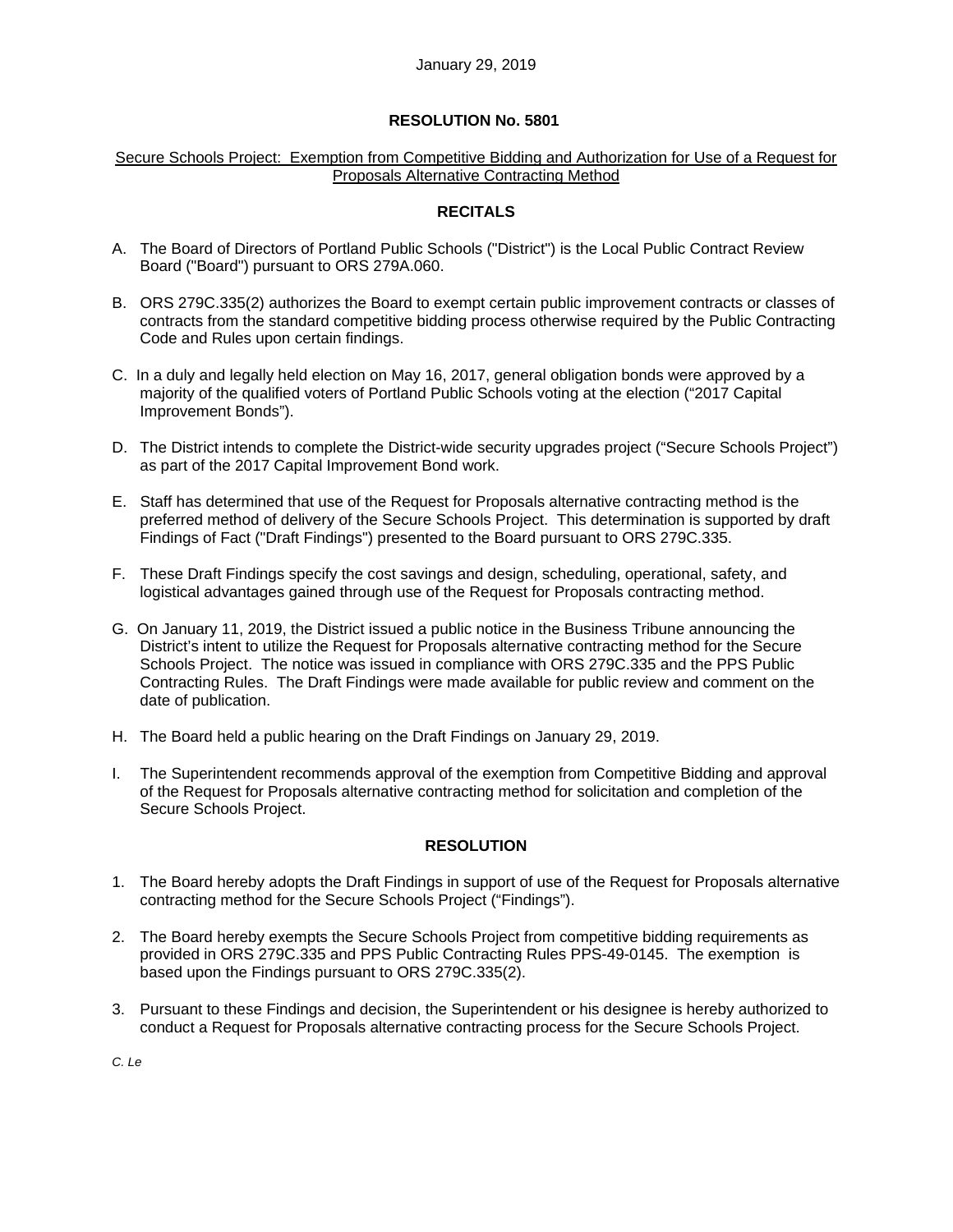January 29, 2019

# RESOLUTION No. 5801

Secure Schools Project: Exemption from Competitive Bidding and Authorization for Use of a Request for Proposals Alternative Contracting Method

## RECITALS

A. The Board of Directors of Portland Public Schools ("District") is the Local Public Contract Review Board ("Board") pursuant to ORS 279A.060.

B. ORS 279C.335(2) authorizes the Board to exempt certain public improvement contracts or classes of contracts from the standard competitive bidding process otherwise required by the Public Contracting Code and Rules upon certain findings.

C. In a duly and legally held election on May 16, 2017, general obligation bonds were approved by a majority of the qualified voters of Portland Public Schools voting at the election ("2017 Capital Improvement Bonds").

D. The District intends to complete the District-wide security upgrades project ("Secure Schools Project") as part of the 2017 Capital Improvement Bond work.

E. Staff has determined that use of the Request for Proposals alternative contracting method is the preferred method of delivery of the Secure Schools Project. This determination is supported by draft Findings of Fact ("Draft Findings") presented to the Board pursuant to ORS 279C.335.

F. These Draft Findings specify the cost savings and design, scheduling, operational, safety, and logistical advantages gained through use of the Request for Proposals contracting method.

G. On January 11, 2019, the District issued a public notice in the Business Tribune announcing the District's intent to utilize the Request for Proposals alternative contracting method for the Secure Schools Project. The notice was issued in compliance with ORS 279C.335 and the PPS Public Contracting Rules. The Draft Findings were made available for public review and comment on the date of publication.

H. The Board held a public hearing on the Draft Findings on January 29, 2019.

I. The Superintendent recommends approval of the exemption from Competitive Bidding and approval of the Request for Proposals alternative contracting method for solicitation and completion of the Secure Schools Project.

## RESOLUTION

1. The Board hereby adopts the Draft Findings in support of use of the Request for Proposals alternative contracting method for the Secure Schools Project ("Findings").

2. The Board hereby exempts the Secure Schools Project from competitive bidding requirements as provided in ORS 279C.335 and PPS Public Contracting Rules PPS-49-0145. The exemption is based upon the Findings pursuant to ORS 279C.335(2).

3. Pursuant to these Findings and decision, the Superintendent or his designee is hereby authorized to conduct a Request for Proposals alternative contracting process for the Secure Schools Project.

*C. Le*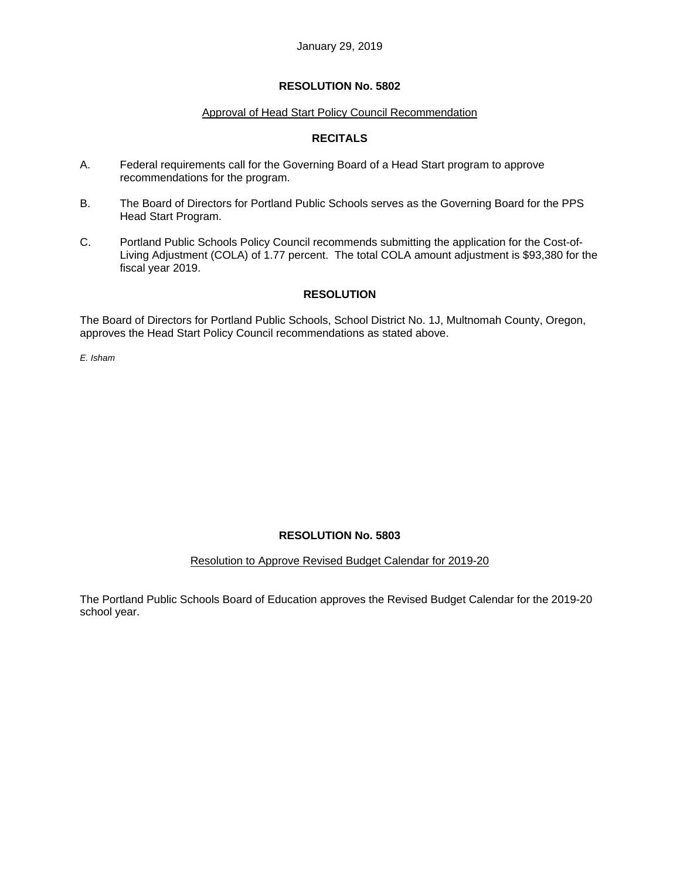January 29, 2019

## RESOLUTION No. 5802

Approval of Head Start Policy Council Recommendation

### RECITALS

A. Federal requirements call for the Governing Board of a Head Start program to approve recommendations for the program.

B. The Board of Directors for Portland Public Schools serves as the Governing Board for the PPS Head Start Program.

C. Portland Public Schools Policy Council recommends submitting the application for the Cost-of-Living Adjustment (COLA) of 1.77 percent. The total COLA amount adjustment is $93,380 for the fiscal year 2019.

### RESOLUTION

The Board of Directors for Portland Public Schools, School District No. 1J, Multnomah County, Oregon, approves the Head Start Policy Council recommendations as stated above.

*E. Isham*

## RESOLUTION No. 5803

Resolution to Approve Revised Budget Calendar for 2019-20

The Portland Public Schools Board of Education approves the Revised Budget Calendar for the 2019-20 school year.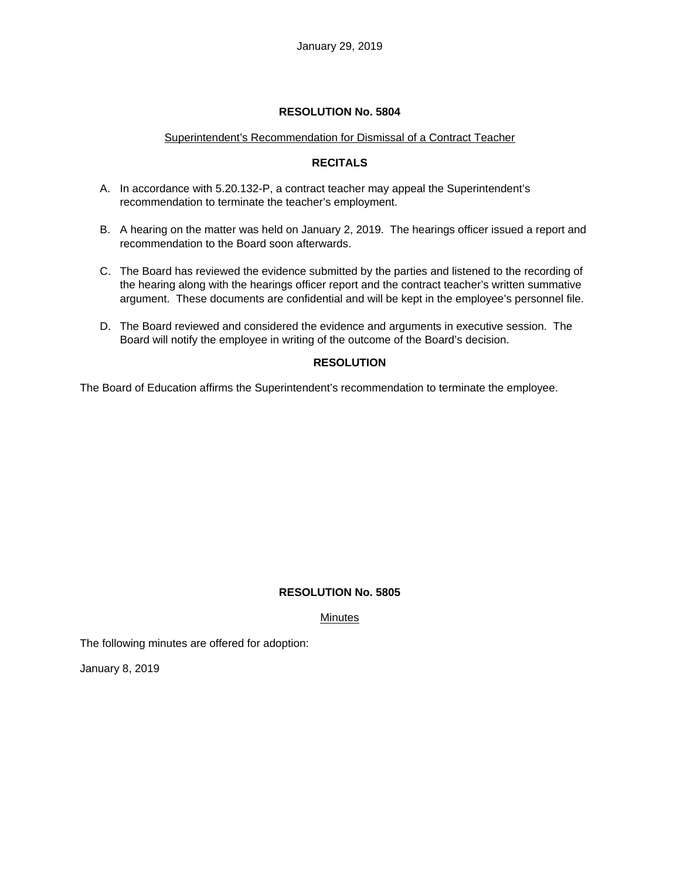January 29, 2019

## RESOLUTION No. 5804

Superintendent's Recommendation for Dismissal of a Contract Teacher

### RECITALS

A. In accordance with 5.20.132-P, a contract teacher may appeal the Superintendent's recommendation to terminate the teacher's employment.

B. A hearing on the matter was held on January 2, 2019. The hearings officer issued a report and recommendation to the Board soon afterwards.

C. The Board has reviewed the evidence submitted by the parties and listened to the recording of the hearing along with the hearings officer report and the contract teacher's written summative argument. These documents are confidential and will be kept in the employee's personnel file.

D. The Board reviewed and considered the evidence and arguments in executive session. The Board will notify the employee in writing of the outcome of the Board's decision.

### RESOLUTION

The Board of Education affirms the Superintendent's recommendation to terminate the employee.

## RESOLUTION No. 5805

Minutes

The following minutes are offered for adoption:

January 8, 2019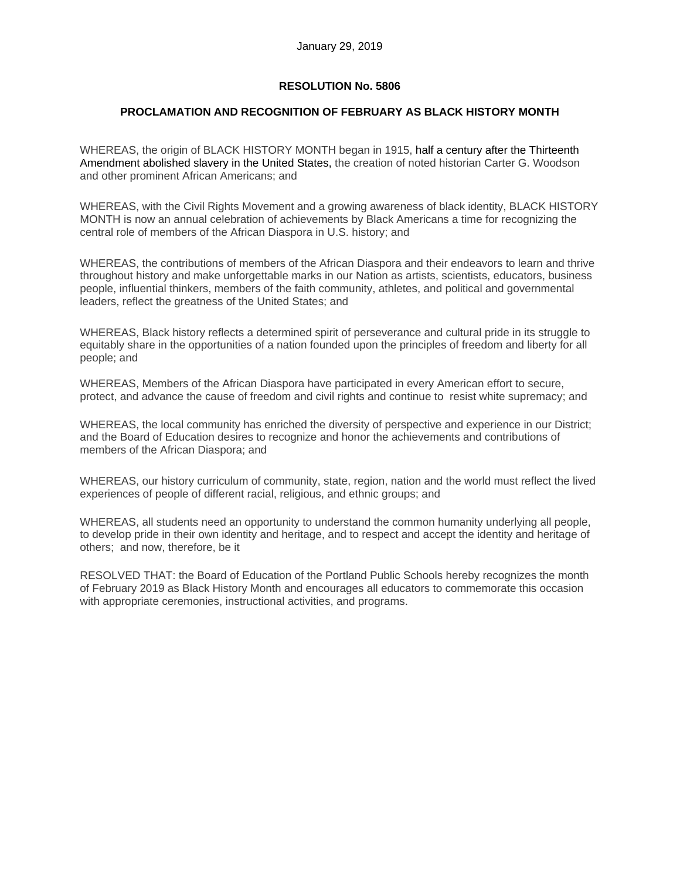January 29, 2019

**RESOLUTION No. 5806**

**PROCLAMATION AND RECOGNITION OF FEBRUARY AS BLACK HISTORY MONTH**

WHEREAS, the origin of BLACK HISTORY MONTH began in 1915, half a century after the Thirteenth Amendment abolished slavery in the United States, the creation of noted historian Carter G. Woodson and other prominent African Americans; and

WHEREAS, with the Civil Rights Movement and a growing awareness of black identity, BLACK HISTORY MONTH is now an annual celebration of achievements by Black Americans a time for recognizing the central role of members of the African Diaspora in U.S. history; and

WHEREAS, the contributions of members of the African Diaspora and their endeavors to learn and thrive throughout history and make unforgettable marks in our Nation as artists, scientists, educators, business people, influential thinkers, members of the faith community, athletes, and political and governmental leaders, reflect the greatness of the United States; and

WHEREAS, Black history reflects a determined spirit of perseverance and cultural pride in its struggle to equitably share in the opportunities of a nation founded upon the principles of freedom and liberty for all people; and

WHEREAS, Members of the African Diaspora have participated in every American effort to secure, protect, and advance the cause of freedom and civil rights and continue to resist white supremacy; and

WHEREAS, the local community has enriched the diversity of perspective and experience in our District; and the Board of Education desires to recognize and honor the achievements and contributions of members of the African Diaspora; and

WHEREAS, our history curriculum of community, state, region, nation and the world must reflect the lived experiences of people of different racial, religious, and ethnic groups; and

WHEREAS, all students need an opportunity to understand the common humanity underlying all people, to develop pride in their own identity and heritage, and to respect and accept the identity and heritage of others; and now, therefore, be it

RESOLVED THAT: the Board of Education of the Portland Public Schools hereby recognizes the month of February 2019 as Black History Month and encourages all educators to commemorate this occasion with appropriate ceremonies, instructional activities, and programs.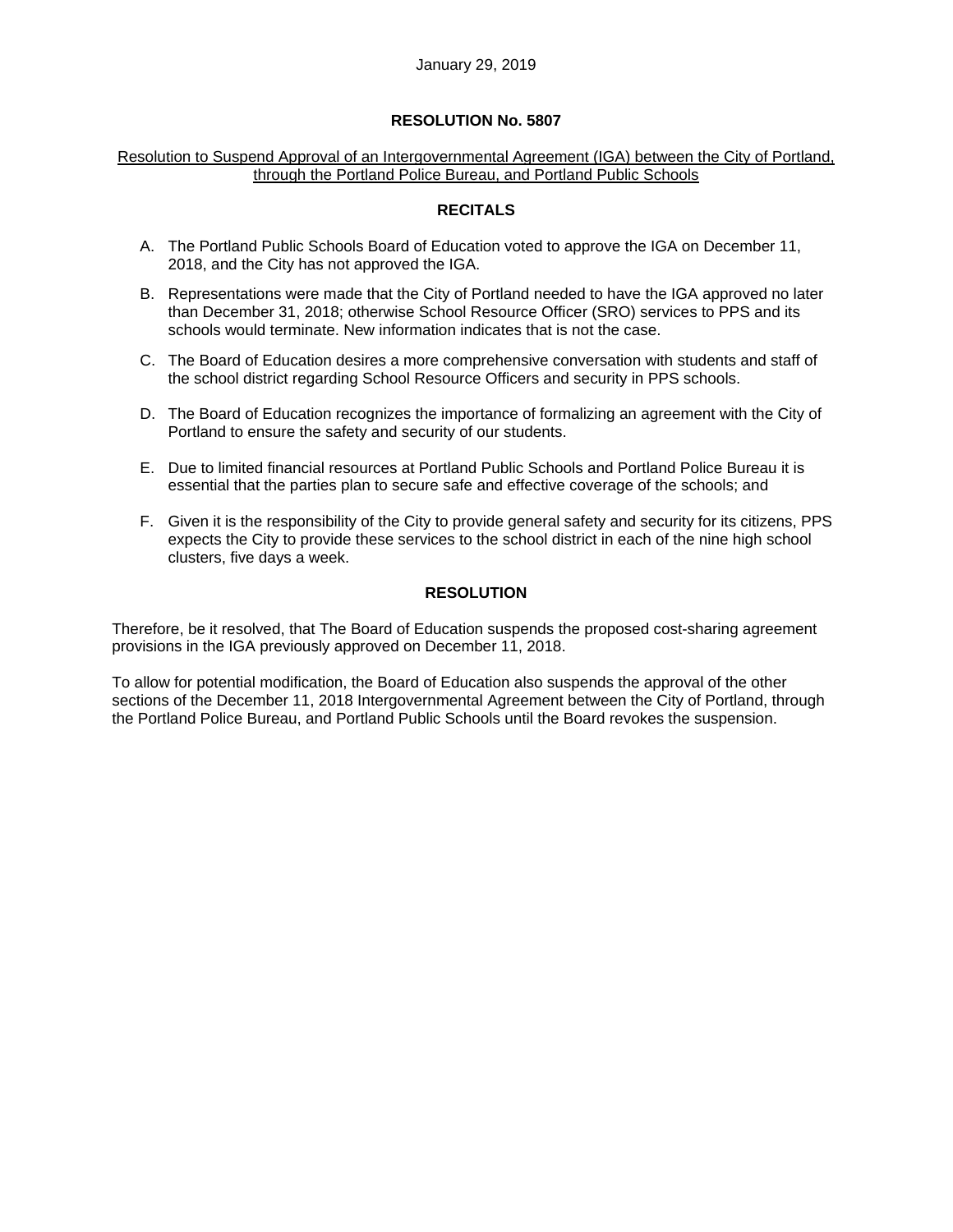January 29, 2019

**RESOLUTION No. 5807**

Resolution to Suspend Approval of an Intergovernmental Agreement (IGA) between the City of Portland, through the Portland Police Bureau, and Portland Public Schools

**RECITALS**

A. The Portland Public Schools Board of Education voted to approve the IGA on December 11, 2018, and the City has not approved the IGA.

B. Representations were made that the City of Portland needed to have the IGA approved no later than December 31, 2018; otherwise School Resource Officer (SRO) services to PPS and its schools would terminate. New information indicates that is not the case.

C. The Board of Education desires a more comprehensive conversation with students and staff of the school district regarding School Resource Officers and security in PPS schools.

D. The Board of Education recognizes the importance of formalizing an agreement with the City of Portland to ensure the safety and security of our students.

E. Due to limited financial resources at Portland Public Schools and Portland Police Bureau it is essential that the parties plan to secure safe and effective coverage of the schools; and

F. Given it is the responsibility of the City to provide general safety and security for its citizens, PPS expects the City to provide these services to the school district in each of the nine high school clusters, five days a week.

**RESOLUTION**

Therefore, be it resolved, that The Board of Education suspends the proposed cost-sharing agreement provisions in the IGA previously approved on December 11, 2018.

To allow for potential modification, the Board of Education also suspends the approval of the other sections of the December 11, 2018 Intergovernmental Agreement between the City of Portland, through the Portland Police Bureau, and Portland Public Schools until the Board revokes the suspension.